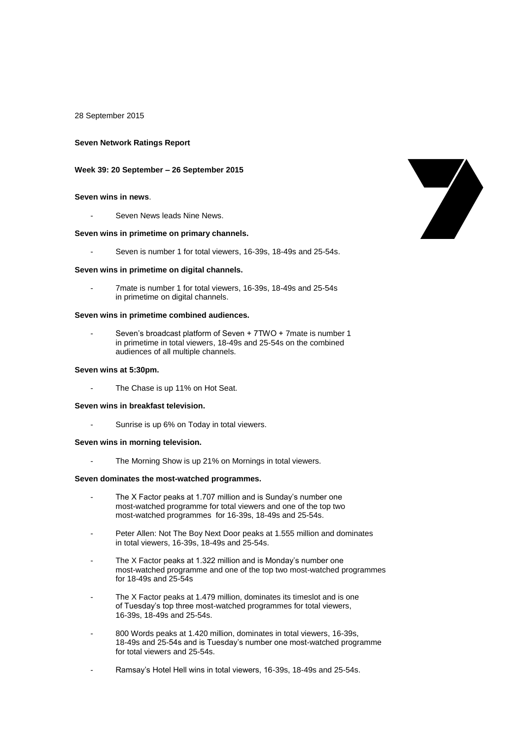28 September 2015

**Seven Network Ratings Report**

**Week 39: 20 September – 26 September 2015**

**Seven wins in news**.

- Seven News leads Nine News.

**Seven wins in primetime on primary channels.**

- Seven is number 1 for total viewers, 16-39s, 18-49s and 25-54s.

**Seven wins in primetime on digital channels.**

- 7mate is number 1 for total viewers, 16-39s, 18-49s and 25-54s in primetime on digital channels.

**Seven wins in primetime combined audiences.**

- Seven's broadcast platform of Seven + 7TWO + 7mate is number 1 in primetime in total viewers, 18-49s and 25-54s on the combined audiences of all multiple channels.

**Seven wins at 5:30pm.**

- The Chase is up 11% on Hot Seat.

**Seven wins in breakfast television.**

- Sunrise is up 6% on Today in total viewers.

**Seven wins in morning television.**

- The Morning Show is up 21% on Mornings in total viewers.

**Seven dominates the most-watched programmes.**

- The X Factor peaks at 1.707 million and is Sunday's number one most-watched programme for total viewers and one of the top two most-watched programmes for 16-39s, 18-49s and 25-54s.
- Peter Allen: Not The Boy Next Door peaks at 1.555 million and dominates in total viewers, 16-39s, 18-49s and 25-54s.
- The X Factor peaks at 1.322 million and is Monday's number one most-watched programme and one of the top two most-watched programmes for 18-49s and 25-54s
- The X Factor peaks at 1.479 million, dominates its timeslot and is one of Tuesday's top three most-watched programmes for total viewers, 16-39s, 18-49s and 25-54s.
- 800 Words peaks at 1.420 million, dominates in total viewers, 16-39s, 18-49s and 25-54s and is Tuesday's number one most-watched programme for total viewers and 25-54s.
- Ramsay's Hotel Hell wins in total viewers, 16-39s, 18-49s and 25-54s.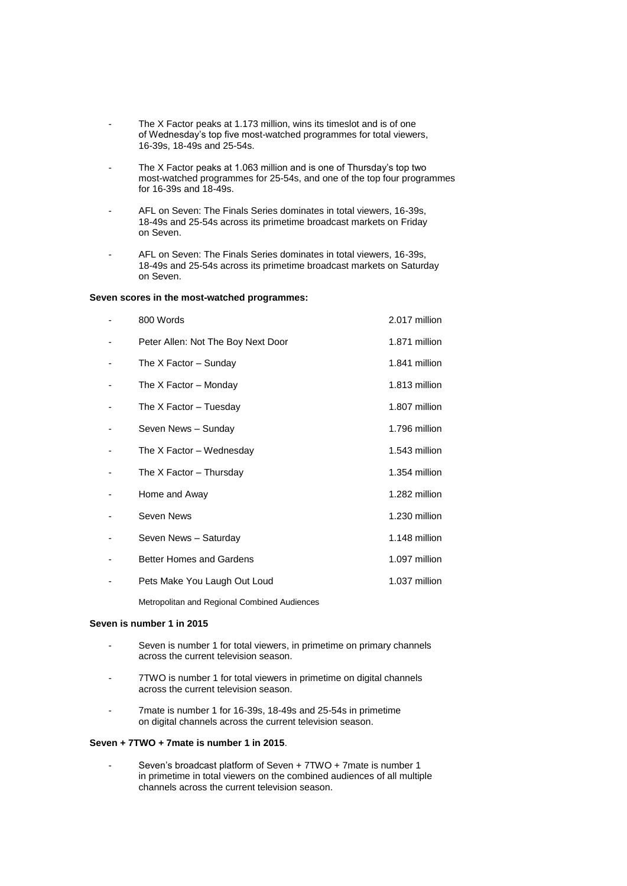- The X Factor peaks at 1.173 million, wins its timeslot and is of one of Wednesday's top five most-watched programmes for total viewers, 16-39s, 18-49s and 25-54s.

- The X Factor peaks at 1.063 million and is one of Thursday's top two most-watched programmes for 25-54s, and one of the top four programmes for 16-39s and 18-49s.

- AFL on Seven: The Finals Series dominates in total viewers, 16-39s, 18-49s and 25-54s across its primetime broadcast markets on Friday on Seven.

- AFL on Seven: The Finals Series dominates in total viewers, 16-39s, 18-49s and 25-54s across its primetime broadcast markets on Saturday on Seven.

**Seven scores in the most-watched programmes:**

| | |
|---|---|
| - 800 Words | 2.017 million |
| - Peter Allen: Not The Boy Next Door | 1.871 million |
| - The X Factor – Sunday | 1.841 million |
| - The X Factor – Monday | 1.813 million |
| - The X Factor – Tuesday | 1.807 million |
| - Seven News – Sunday | 1.796 million |
| - The X Factor – Wednesday | 1.543 million |
| - The X Factor – Thursday | 1.354 million |
| - Home and Away | 1.282 million |
| - Seven News | 1.230 million |
| - Seven News – Saturday | 1.148 million |
| - Better Homes and Gardens | 1.097 million |
| - Pets Make You Laugh Out Loud | 1.037 million |

Metropolitan and Regional Combined Audiences

**Seven is number 1 in 2015**

- Seven is number 1 for total viewers, in primetime on primary channels across the current television season.

- 7TWO is number 1 for total viewers in primetime on digital channels across the current television season.

- 7mate is number 1 for 16-39s, 18-49s and 25-54s in primetime on digital channels across the current television season.

**Seven + 7TWO + 7mate is number 1 in 2015**.

- Seven's broadcast platform of Seven + 7TWO + 7mate is number 1 in primetime in total viewers on the combined audiences of all multiple channels across the current television season.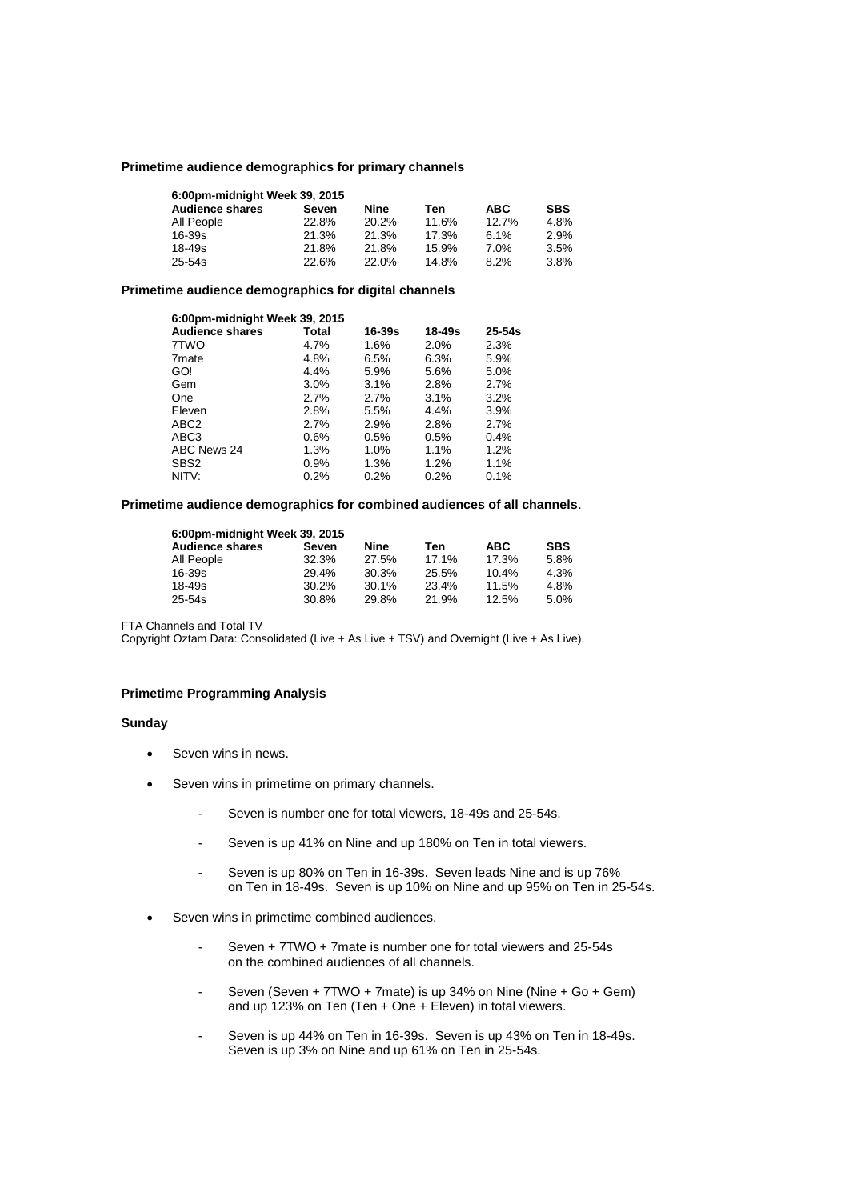**Primetime audience demographics for primary channels**

| 6:00pm-midnight Week 39, 2015 Audience shares | Seven | Nine | Ten | ABC | SBS |
|---|---|---|---|---|---|
| All People | 22.8% | 20.2% | 11.6% | 12.7% | 4.8% |
| 16-39s | 21.3% | 21.3% | 17.3% | 6.1% | 2.9% |
| 18-49s | 21.8% | 21.8% | 15.9% | 7.0% | 3.5% |
| 25-54s | 22.6% | 22.0% | 14.8% | 8.2% | 3.8% |

**Primetime audience demographics for digital channels**

| 6:00pm-midnight Week 39, 2015 Audience shares | Total | 16-39s | 18-49s | 25-54s |
|---|---|---|---|---|
| 7TWO | 4.7% | 1.6% | 2.0% | 2.3% |
| 7mate | 4.8% | 6.5% | 6.3% | 5.9% |
| GO! | 4.4% | 5.9% | 5.6% | 5.0% |
| Gem | 3.0% | 3.1% | 2.8% | 2.7% |
| One | 2.7% | 2.7% | 3.1% | 3.2% |
| Eleven | 2.8% | 5.5% | 4.4% | 3.9% |
| ABC2 | 2.7% | 2.9% | 2.8% | 2.7% |
| ABC3 | 0.6% | 0.5% | 0.5% | 0.4% |
| ABC News 24 | 1.3% | 1.0% | 1.1% | 1.2% |
| SBS2 | 0.9% | 1.3% | 1.2% | 1.1% |
| NITV: | 0.2% | 0.2% | 0.2% | 0.1% |

**Primetime audience demographics for combined audiences of all channels**.

| 6:00pm-midnight Week 39, 2015 Audience shares | Seven | Nine | Ten | ABC | SBS |
|---|---|---|---|---|---|
| All People | 32.3% | 27.5% | 17.1% | 17.3% | 5.8% |
| 16-39s | 29.4% | 30.3% | 25.5% | 10.4% | 4.3% |
| 18-49s | 30.2% | 30.1% | 23.4% | 11.5% | 4.8% |
| 25-54s | 30.8% | 29.8% | 21.9% | 12.5% | 5.0% |

FTA Channels and Total TV
Copyright Oztam Data: Consolidated (Live + As Live + TSV) and Overnight (Live + As Live).

**Primetime Programming Analysis**

**Sunday**

- Seven wins in news.
- Seven wins in primetime on primary channels.
  - Seven is number one for total viewers, 18-49s and 25-54s.
  - Seven is up 41% on Nine and up 180% on Ten in total viewers.
  - Seven is up 80% on Ten in 16-39s. Seven leads Nine and is up 76% on Ten in 18-49s. Seven is up 10% on Nine and up 95% on Ten in 25-54s.
- Seven wins in primetime combined audiences.
  - Seven + 7TWO + 7mate is number one for total viewers and 25-54s on the combined audiences of all channels.
  - Seven (Seven + 7TWO + 7mate) is up 34% on Nine (Nine + Go + Gem) and up 123% on Ten (Ten + One + Eleven) in total viewers.
  - Seven is up 44% on Ten in 16-39s. Seven is up 43% on Ten in 18-49s. Seven is up 3% on Nine and up 61% on Ten in 25-54s.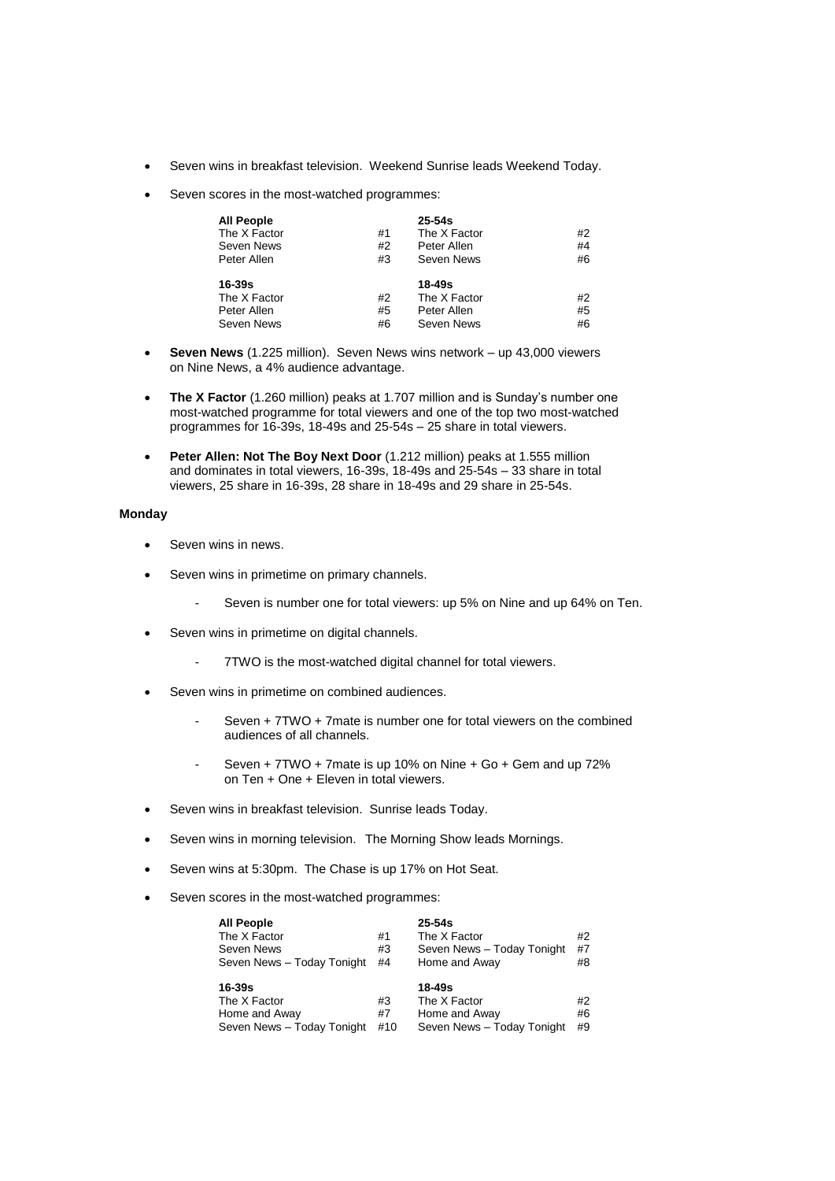- Seven wins in breakfast television. Weekend Sunrise leads Weekend Today.
- Seven scores in the most-watched programmes:

| | | | |
|---|---|---|---|
| **All People** | | **25-54s** | |
| The X Factor | #1 | The X Factor | #2 |
| Seven News | #2 | Peter Allen | #4 |
| Peter Allen | #3 | Seven News | #6 |
| **16-39s** | | **18-49s** | |
| The X Factor | #2 | The X Factor | #2 |
| Peter Allen | #5 | Peter Allen | #5 |
| Seven News | #6 | Seven News | #6 |

- **Seven News** (1.225 million). Seven News wins network – up 43,000 viewers on Nine News, a 4% audience advantage.
- **The X Factor** (1.260 million) peaks at 1.707 million and is Sunday's number one most-watched programme for total viewers and one of the top two most-watched programmes for 16-39s, 18-49s and 25-54s – 25 share in total viewers.
- **Peter Allen: Not The Boy Next Door** (1.212 million) peaks at 1.555 million and dominates in total viewers, 16-39s, 18-49s and 25-54s – 33 share in total viewers, 25 share in 16-39s, 28 share in 18-49s and 29 share in 25-54s.

**Monday**

- Seven wins in news.
- Seven wins in primetime on primary channels.
  - Seven is number one for total viewers: up 5% on Nine and up 64% on Ten.
- Seven wins in primetime on digital channels.
  - 7TWO is the most-watched digital channel for total viewers.
- Seven wins in primetime on combined audiences.
  - Seven + 7TWO + 7mate is number one for total viewers on the combined audiences of all channels.
  - Seven + 7TWO + 7mate is up 10% on Nine + Go + Gem and up 72% on Ten + One + Eleven in total viewers.
- Seven wins in breakfast television. Sunrise leads Today.
- Seven wins in morning television. The Morning Show leads Mornings.
- Seven wins at 5:30pm. The Chase is up 17% on Hot Seat.
- Seven scores in the most-watched programmes:

| | | | |
|---|---|---|---|
| **All People** | | **25-54s** | |
| The X Factor | #1 | The X Factor | #2 |
| Seven News | #3 | Seven News – Today Tonight | #7 |
| Seven News – Today Tonight | #4 | Home and Away | #8 |
| **16-39s** | | **18-49s** | |
| The X Factor | #3 | The X Factor | #2 |
| Home and Away | #7 | Home and Away | #6 |
| Seven News – Today Tonight | #10 | Seven News – Today Tonight | #9 |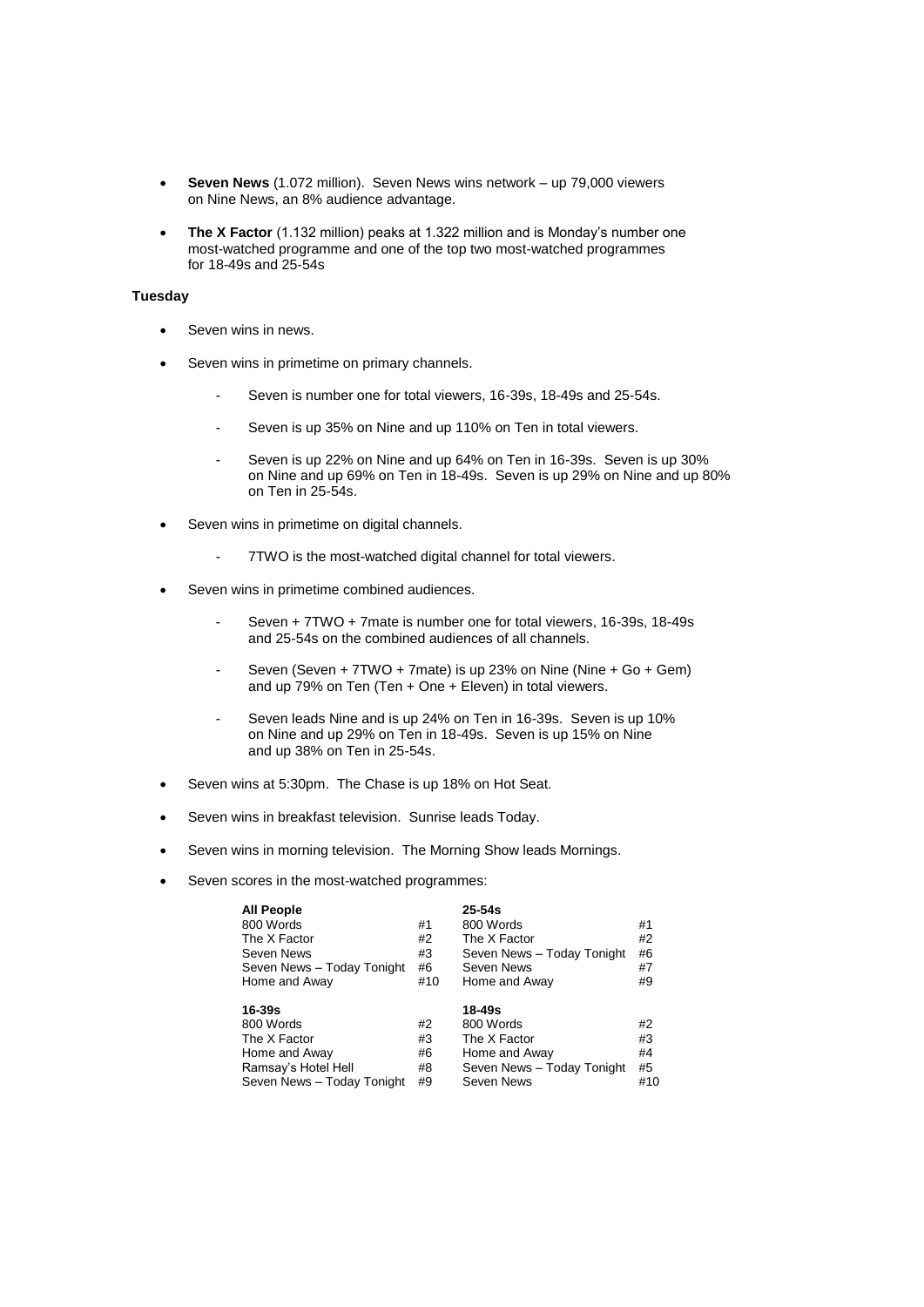- **Seven News** (1.072 million). Seven News wins network – up 79,000 viewers on Nine News, an 8% audience advantage.

- **The X Factor** (1.132 million) peaks at 1.322 million and is Monday's number one most-watched programme and one of the top two most-watched programmes for 18-49s and 25-54s

**Tuesday**

- Seven wins in news.

- Seven wins in primetime on primary channels.

  - Seven is number one for total viewers, 16-39s, 18-49s and 25-54s.

  - Seven is up 35% on Nine and up 110% on Ten in total viewers.

  - Seven is up 22% on Nine and up 64% on Ten in 16-39s. Seven is up 30% on Nine and up 69% on Ten in 18-49s. Seven is up 29% on Nine and up 80% on Ten in 25-54s.

- Seven wins in primetime on digital channels.

  - 7TWO is the most-watched digital channel for total viewers.

- Seven wins in primetime combined audiences.

  - Seven + 7TWO + 7mate is number one for total viewers, 16-39s, 18-49s and 25-54s on the combined audiences of all channels.

  - Seven (Seven + 7TWO + 7mate) is up 23% on Nine (Nine + Go + Gem) and up 79% on Ten (Ten + One + Eleven) in total viewers.

  - Seven leads Nine and is up 24% on Ten in 16-39s. Seven is up 10% on Nine and up 29% on Ten in 18-49s. Seven is up 15% on Nine and up 38% on Ten in 25-54s.

- Seven wins at 5:30pm. The Chase is up 18% on Hot Seat.

- Seven wins in breakfast television. Sunrise leads Today.

- Seven wins in morning television. The Morning Show leads Mornings.

- Seven scores in the most-watched programmes:

| **All People** | | **25-54s** | |
|---|---|---|---|
| 800 Words | #1 | 800 Words | #1 |
| The X Factor | #2 | The X Factor | #2 |
| Seven News | #3 | Seven News – Today Tonight | #6 |
| Seven News – Today Tonight | #6 | Seven News | #7 |
| Home and Away | #10 | Home and Away | #9 |

| **16-39s** | | **18-49s** | |
|---|---|---|---|
| 800 Words | #2 | 800 Words | #2 |
| The X Factor | #3 | The X Factor | #3 |
| Home and Away | #6 | Home and Away | #4 |
| Ramsay's Hotel Hell | #8 | Seven News – Today Tonight | #5 |
| Seven News – Today Tonight | #9 | Seven News | #10 |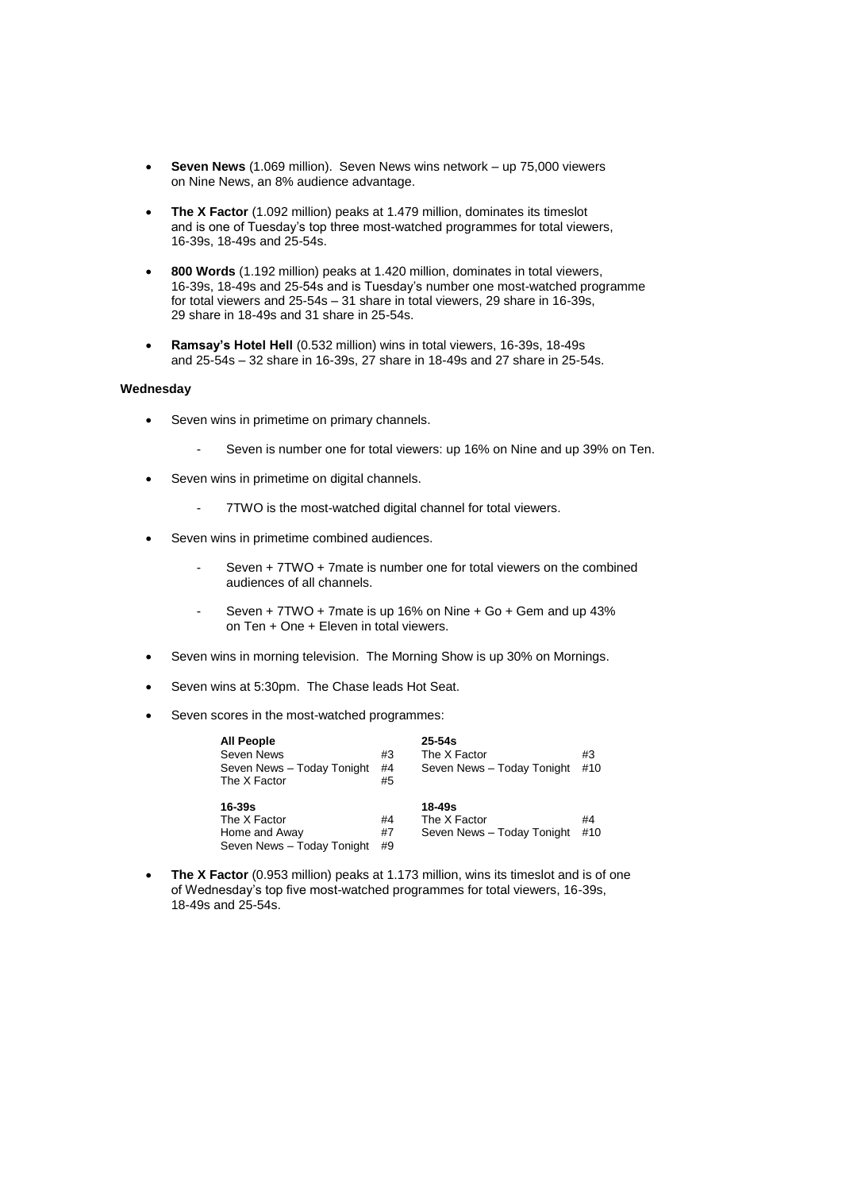- **Seven News** (1.069 million). Seven News wins network – up 75,000 viewers on Nine News, an 8% audience advantage.

- **The X Factor** (1.092 million) peaks at 1.479 million, dominates its timeslot and is one of Tuesday's top three most-watched programmes for total viewers, 16-39s, 18-49s and 25-54s.

- **800 Words** (1.192 million) peaks at 1.420 million, dominates in total viewers, 16-39s, 18-49s and 25-54s and is Tuesday's number one most-watched programme for total viewers and 25-54s – 31 share in total viewers, 29 share in 16-39s, 29 share in 18-49s and 31 share in 25-54s.

- **Ramsay's Hotel Hell** (0.532 million) wins in total viewers, 16-39s, 18-49s and 25-54s – 32 share in 16-39s, 27 share in 18-49s and 27 share in 25-54s.

**Wednesday**

- Seven wins in primetime on primary channels.
  - Seven is number one for total viewers: up 16% on Nine and up 39% on Ten.
- Seven wins in primetime on digital channels.
  - 7TWO is the most-watched digital channel for total viewers.
- Seven wins in primetime combined audiences.
  - Seven + 7TWO + 7mate is number one for total viewers on the combined audiences of all channels.
  - Seven + 7TWO + 7mate is up 16% on Nine + Go + Gem and up 43% on Ten + One + Eleven in total viewers.
- Seven wins in morning television. The Morning Show is up 30% on Mornings.
- Seven wins at 5:30pm. The Chase leads Hot Seat.
- Seven scores in the most-watched programmes:

| | | | |
|---|---|---|---|
| **All People** | | **25-54s** | |
| Seven News | #3 | The X Factor | #3 |
| Seven News – Today Tonight | #4 | Seven News – Today Tonight | #10 |
| The X Factor | #5 | | |
| **16-39s** | | **18-49s** | |
| The X Factor | #4 | The X Factor | #4 |
| Home and Away | #7 | Seven News – Today Tonight | #10 |
| Seven News – Today Tonight | #9 | | |

- **The X Factor** (0.953 million) peaks at 1.173 million, wins its timeslot and is of one of Wednesday's top five most-watched programmes for total viewers, 16-39s, 18-49s and 25-54s.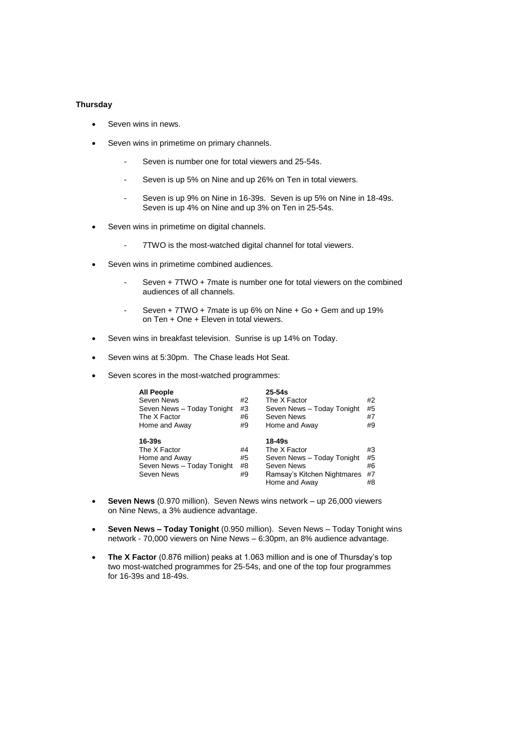**Thursday**

- Seven wins in news.
- Seven wins in primetime on primary channels.
    - Seven is number one for total viewers and 25-54s.
    - Seven is up 5% on Nine and up 26% on Ten in total viewers.
    - Seven is up 9% on Nine in 16-39s. Seven is up 5% on Nine in 18-49s. Seven is up 4% on Nine and up 3% on Ten in 25-54s.
- Seven wins in primetime on digital channels.
    - 7TWO is the most-watched digital channel for total viewers.
- Seven wins in primetime combined audiences.
    - Seven + 7TWO + 7mate is number one for total viewers on the combined audiences of all channels.
    - Seven + 7TWO + 7mate is up 6% on Nine + Go + Gem and up 19% on Ten + One + Eleven in total viewers.
- Seven wins in breakfast television. Sunrise is up 14% on Today.
- Seven wins at 5:30pm. The Chase leads Hot Seat.
- Seven scores in the most-watched programmes:

| | | | |
|---|---|---|---|
| **All People** | | **25-54s** | |
| Seven News | #2 | The X Factor | #2 |
| Seven News – Today Tonight | #3 | Seven News – Today Tonight | #5 |
| The X Factor | #6 | Seven News | #7 |
| Home and Away | #9 | Home and Away | #9 |
| **16-39s** | | **18-49s** | |
| The X Factor | #4 | The X Factor | #3 |
| Home and Away | #5 | Seven News – Today Tonight | #5 |
| Seven News – Today Tonight | #8 | Seven News | #6 |
| Seven News | #9 | Ramsay's Kitchen Nightmares | #7 |
| | | Home and Away | #8 |

- **Seven News** (0.970 million). Seven News wins network – up 26,000 viewers on Nine News, a 3% audience advantage.
- **Seven News – Today Tonight** (0.950 million). Seven News – Today Tonight wins network - 70,000 viewers on Nine News – 6:30pm, an 8% audience advantage.
- **The X Factor** (0.876 million) peaks at 1.063 million and is one of Thursday's top two most-watched programmes for 25-54s, and one of the top four programmes for 16-39s and 18-49s.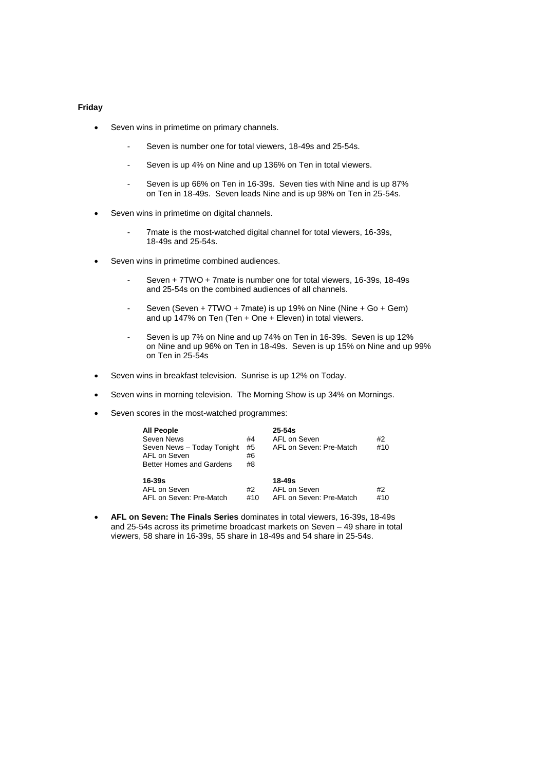**Friday**

- Seven wins in primetime on primary channels.
  - Seven is number one for total viewers, 18-49s and 25-54s.
  - Seven is up 4% on Nine and up 136% on Ten in total viewers.
  - Seven is up 66% on Ten in 16-39s. Seven ties with Nine and is up 87% on Ten in 18-49s. Seven leads Nine and is up 98% on Ten in 25-54s.
- Seven wins in primetime on digital channels.
  - 7mate is the most-watched digital channel for total viewers, 16-39s, 18-49s and 25-54s.
- Seven wins in primetime combined audiences.
  - Seven + 7TWO + 7mate is number one for total viewers, 16-39s, 18-49s and 25-54s on the combined audiences of all channels.
  - Seven (Seven + 7TWO + 7mate) is up 19% on Nine (Nine + Go + Gem) and up 147% on Ten (Ten + One + Eleven) in total viewers.
  - Seven is up 7% on Nine and up 74% on Ten in 16-39s. Seven is up 12% on Nine and up 96% on Ten in 18-49s. Seven is up 15% on Nine and up 99% on Ten in 25-54s
- Seven wins in breakfast television. Sunrise is up 12% on Today.
- Seven wins in morning television. The Morning Show is up 34% on Mornings.
- Seven scores in the most-watched programmes:

| | | | |
|---|---|---|---|
| **All People** | | **25-54s** | |
| Seven News | #4 | AFL on Seven | #2 |
| Seven News – Today Tonight | #5 | AFL on Seven: Pre-Match | #10 |
| AFL on Seven | #6 | | |
| Better Homes and Gardens | #8 | | |
| **16-39s** | | **18-49s** | |
| AFL on Seven | #2 | AFL on Seven | #2 |
| AFL on Seven: Pre-Match | #10 | AFL on Seven: Pre-Match | #10 |

- **AFL on Seven: The Finals Series** dominates in total viewers, 16-39s, 18-49s and 25-54s across its primetime broadcast markets on Seven – 49 share in total viewers, 58 share in 16-39s, 55 share in 18-49s and 54 share in 25-54s.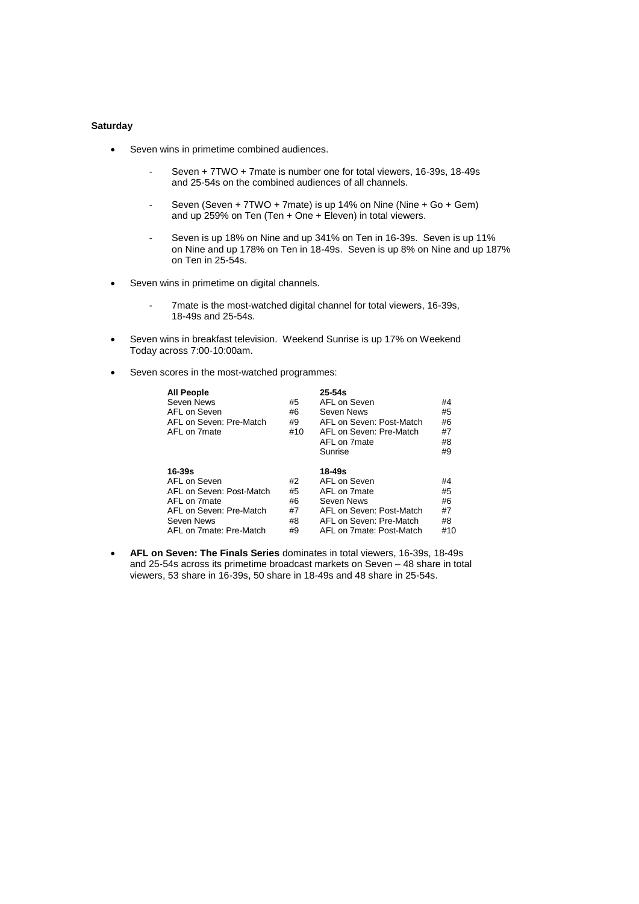**Saturday**

- Seven wins in primetime combined audiences.
  - Seven + 7TWO + 7mate is number one for total viewers, 16-39s, 18-49s and 25-54s on the combined audiences of all channels.
  - Seven (Seven + 7TWO + 7mate) is up 14% on Nine (Nine + Go + Gem) and up 259% on Ten (Ten + One + Eleven) in total viewers.
  - Seven is up 18% on Nine and up 341% on Ten in 16-39s. Seven is up 11% on Nine and up 178% on Ten in 18-49s. Seven is up 8% on Nine and up 187% on Ten in 25-54s.
- Seven wins in primetime on digital channels.
  - 7mate is the most-watched digital channel for total viewers, 16-39s, 18-49s and 25-54s.
- Seven wins in breakfast television. Weekend Sunrise is up 17% on Weekend Today across 7:00-10:00am.
- Seven scores in the most-watched programmes:

| | | | |
|---|---|---|---|
| **All People** | | **25-54s** | |
| Seven News | #5 | AFL on Seven | #4 |
| AFL on Seven | #6 | Seven News | #5 |
| AFL on Seven: Pre-Match | #9 | AFL on Seven: Post-Match | #6 |
| AFL on 7mate | #10 | AFL on Seven: Pre-Match | #7 |
| | | AFL on 7mate | #8 |
| | | Sunrise | #9 |
| **16-39s** | | **18-49s** | |
| AFL on Seven | #2 | AFL on Seven | #4 |
| AFL on Seven: Post-Match | #5 | AFL on 7mate | #5 |
| AFL on 7mate | #6 | Seven News | #6 |
| AFL on Seven: Pre-Match | #7 | AFL on Seven: Post-Match | #7 |
| Seven News | #8 | AFL on Seven: Pre-Match | #8 |
| AFL on 7mate: Pre-Match | #9 | AFL on 7mate: Post-Match | #10 |

- **AFL on Seven: The Finals Series** dominates in total viewers, 16-39s, 18-49s and 25-54s across its primetime broadcast markets on Seven – 48 share in total viewers, 53 share in 16-39s, 50 share in 18-49s and 48 share in 25-54s.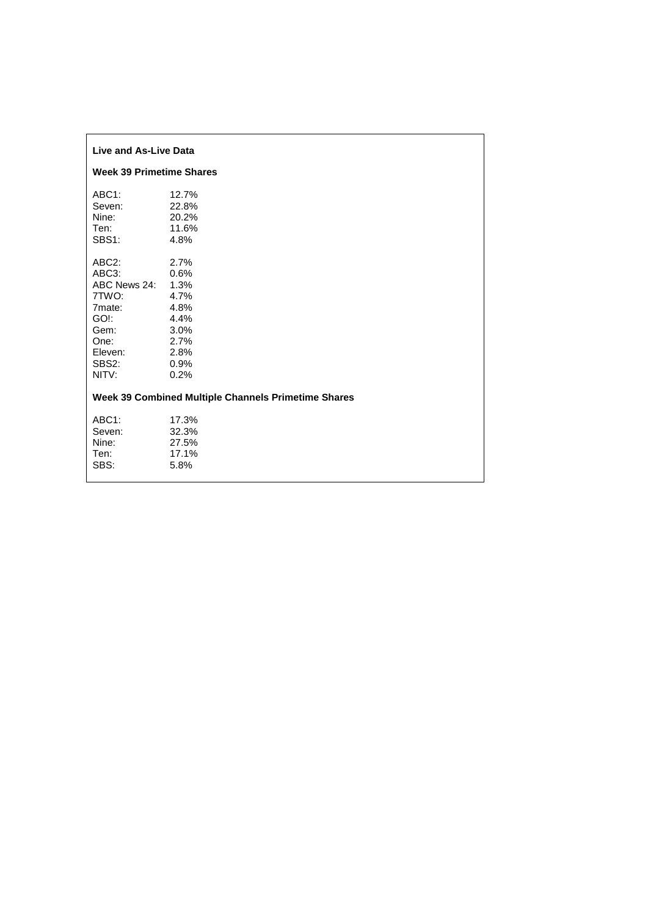**Live and As-Live Data**

**Week 39 Primetime Shares**

| | |
|---|---|
| ABC1: | 12.7% |
| Seven: | 22.8% |
| Nine: | 20.2% |
| Ten: | 11.6% |
| SBS1: | 4.8% |

| | |
|---|---|
| ABC2: | 2.7% |
| ABC3: | 0.6% |
| ABC News 24: | 1.3% |
| 7TWO: | 4.7% |
| 7mate: | 4.8% |
| GO!: | 4.4% |
| Gem: | 3.0% |
| One: | 2.7% |
| Eleven: | 2.8% |
| SBS2: | 0.9% |
| NITV: | 0.2% |

**Week 39 Combined Multiple Channels Primetime Shares**

| | |
|---|---|
| ABC1: | 17.3% |
| Seven: | 32.3% |
| Nine: | 27.5% |
| Ten: | 17.1% |
| SBS: | 5.8% |